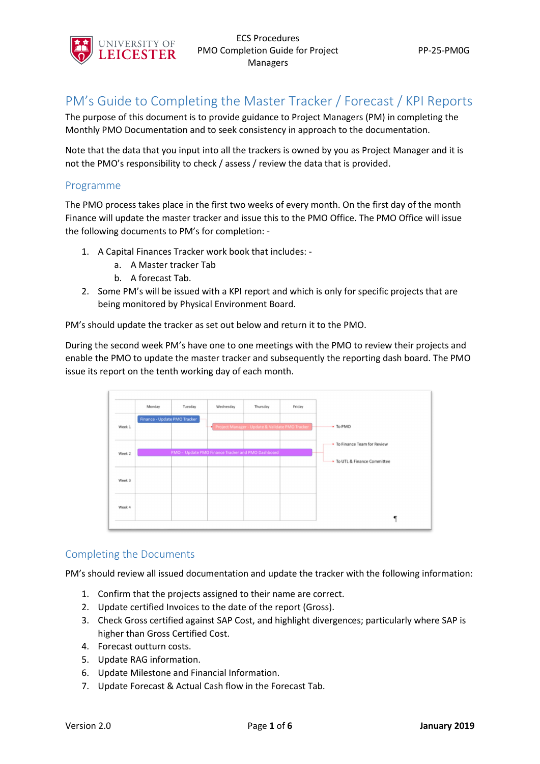# PM's Guide to Completing the Master Tracker / Forecast / KPI Reports

The purpose of this document is to provide guidance to Project Managers (PM) in completing the Monthly PMO Documentation and to seek consistency in approach to the documentation.

Note that the data that you input into all the trackers is owned by you as Project Manager and it is not the PMO's responsibility to check / assess / review the data that is provided.

## Programme

The PMO process takes place in the first two weeks of every month. On the first day of the month Finance will update the master tracker and issue this to the PMO Office. The PMO Office will issue the following documents to PM's for completion: -

1. A Capital Finances Tracker work book that includes: -
   a. A Master tracker Tab
   b. A forecast Tab.
2. Some PM's will be issued with a KPI report and which is only for specific projects that are being monitored by Physical Environment Board.

PM's should update the tracker as set out below and return it to the PMO.

During the second week PM's have one to one meetings with the PMO to review their projects and enable the PMO to update the master tracker and subsequently the reporting dash board. The PMO issue its report on the tenth working day of each month.

| | Monday | Tuesday | Wednesday | Thursday | Friday | |
|---|---|---|---|---|---|---|
| Week 1 | Finance - Update PMO Tracker (Monday–Tuesday) | | Project Manager - Update & Validate PMO Tracker (Wednesday–Friday) | | | To PMO |
| Week 2 | PMO - Update PMO Finance Tracker and PMO Dashboard (Monday–Friday) | | | | | To Finance Team for Review; To UTL & Finance Committee |
| Week 3 | | | | | | |
| Week 4 | | | | | | |

## Completing the Documents

PM's should review all issued documentation and update the tracker with the following information:

1. Confirm that the projects assigned to their name are correct.
2. Update certified Invoices to the date of the report (Gross).
3. Check Gross certified against SAP Cost, and highlight divergences; particularly where SAP is higher than Gross Certified Cost.
4. Forecast outturn costs.
5. Update RAG information.
6. Update Milestone and Financial Information.
7. Update Forecast & Actual Cash flow in the Forecast Tab.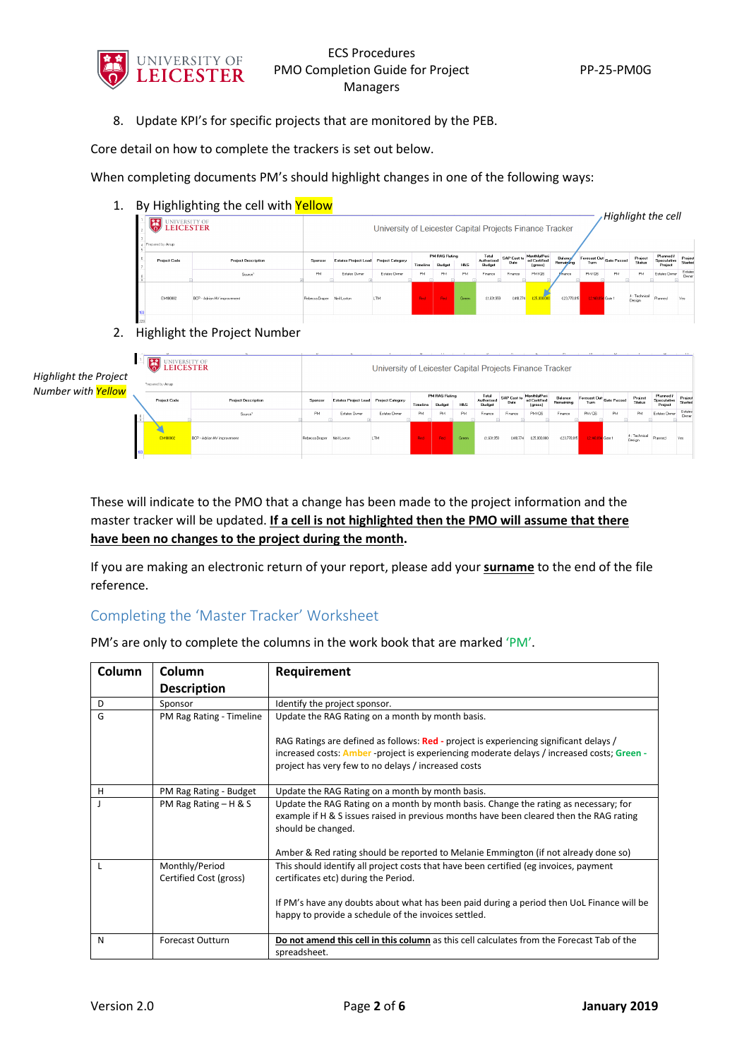8. Update KPI's for specific projects that are monitored by the PEB.

Core detail on how to complete the trackers is set out below.

When completing documents PM's should highlight changes in one of the following ways:

1. By Highlighting the cell with Yellow

*Highlight the cell*

2. Highlight the Project Number

*Highlight the Project Number with Yellow*

These will indicate to the PMO that a change has been made to the project information and the master tracker will be updated. **If a cell is not highlighted then the PMO will assume that there have been no changes to the project during the month.**

If you are making an electronic return of your report, please add your **surname** to the end of the file reference.

## Completing the 'Master Tracker' Worksheet

PM's are only to complete the columns in the work book that are marked 'PM'.

| Column | Column Description | Requirement |
|---|---|---|
| D | Sponsor | Identify the project sponsor. |
| G | PM Rag Rating - Timeline | Update the RAG Rating on a month by month basis.<br><br>RAG Ratings are defined as follows: **Red** - project is experiencing significant delays / increased costs: **Amber** -project is experiencing moderate delays / increased costs; **Green** - project has very few to no delays / increased costs |
| H | PM Rag Rating - Budget | Update the RAG Rating on a month by month basis. |
| J | PM Rag Rating – H & S | Update the RAG Rating on a month by month basis. Change the rating as necessary; for example if H & S issues raised in previous months have been cleared then the RAG rating should be changed.<br><br>Amber & Red rating should be reported to Melanie Emmington (if not already done so) |
| L | Monthly/Period Certified Cost (gross) | This should identify all project costs that have been certified (eg invoices, payment certificates etc) during the Period.<br><br>If PM's have any doubts about what has been paid during a period then UoL Finance will be happy to provide a schedule of the invoices settled. |
| N | Forecast Outturn | **Do not amend this cell in this column** as this cell calculates from the Forecast Tab of the spreadsheet. |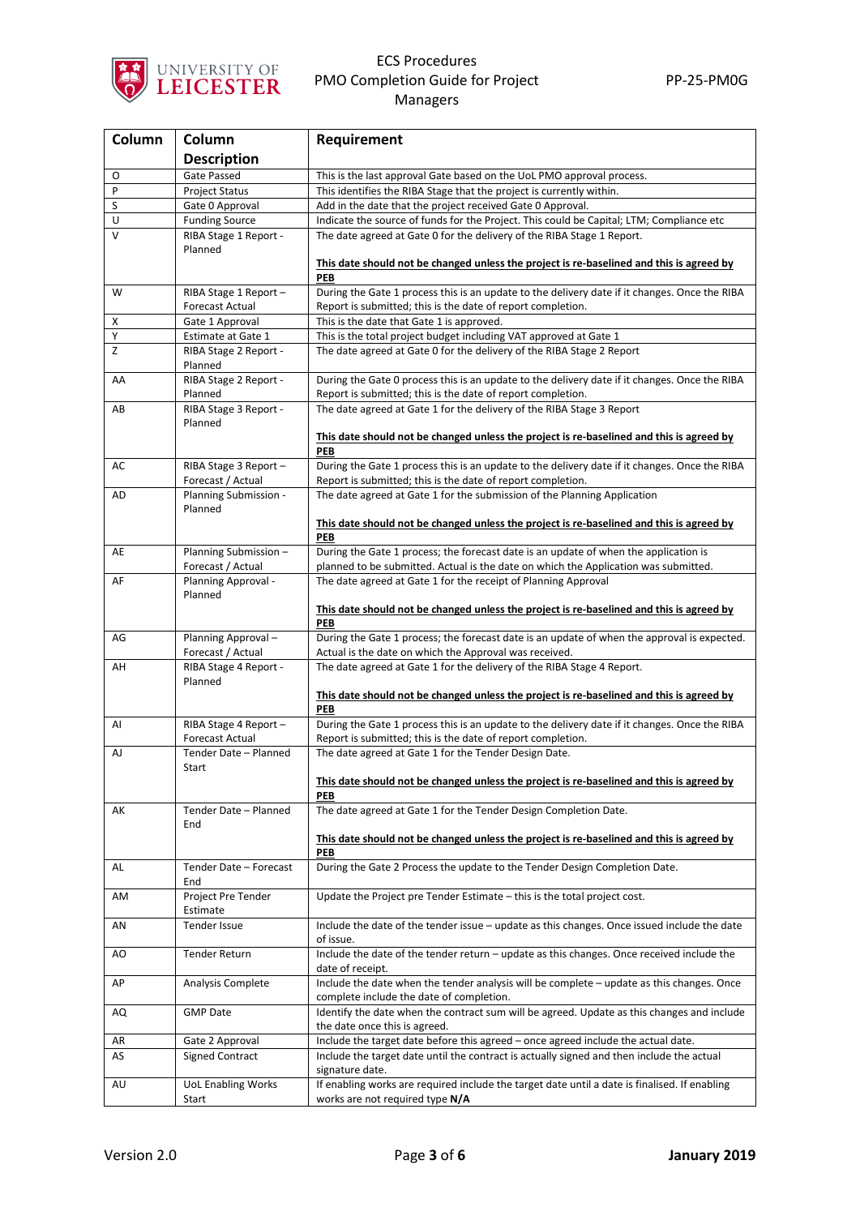| Column | Column Description | Requirement |
|---|---|---|
| O | Gate Passed | This is the last approval Gate based on the UoL PMO approval process. |
| P | Project Status | This identifies the RIBA Stage that the project is currently within. |
| S | Gate 0 Approval | Add in the date that the project received Gate 0 Approval. |
| U | Funding Source | Indicate the source of funds for the Project. This could be Capital; LTM; Compliance etc |
| V | RIBA Stage 1 Report - Planned | The date agreed at Gate 0 for the delivery of the RIBA Stage 1 Report.<br><br>**<u>This date should not be changed unless the project is re-baselined and this is agreed by PEB</u>** |
| W | RIBA Stage 1 Report – Forecast Actual | During the Gate 1 process this is an update to the delivery date if it changes. Once the RIBA Report is submitted; this is the date of report completion. |
| X | Gate 1 Approval | This is the date that Gate 1 is approved. |
| Y | Estimate at Gate 1 | This is the total project budget including VAT approved at Gate 1 |
| Z | RIBA Stage 2 Report - Planned | The date agreed at Gate 0 for the delivery of the RIBA Stage 2 Report |
| AA | RIBA Stage 2 Report - Planned | During the Gate 0 process this is an update to the delivery date if it changes. Once the RIBA Report is submitted; this is the date of report completion. |
| AB | RIBA Stage 3 Report - Planned | The date agreed at Gate 1 for the delivery of the RIBA Stage 3 Report<br><br>**<u>This date should not be changed unless the project is re-baselined and this is agreed by PEB</u>** |
| AC | RIBA Stage 3 Report – Forecast / Actual | During the Gate 1 process this is an update to the delivery date if it changes. Once the RIBA Report is submitted; this is the date of report completion. |
| AD | Planning Submission - Planned | The date agreed at Gate 1 for the submission of the Planning Application<br><br>**<u>This date should not be changed unless the project is re-baselined and this is agreed by PEB</u>** |
| AE | Planning Submission – Forecast / Actual | During the Gate 1 process; the forecast date is an update of when the application is planned to be submitted. Actual is the date on which the Application was submitted. |
| AF | Planning Approval - Planned | The date agreed at Gate 1 for the receipt of Planning Approval<br><br>**<u>This date should not be changed unless the project is re-baselined and this is agreed by PEB</u>** |
| AG | Planning Approval – Forecast / Actual | During the Gate 1 process; the forecast date is an update of when the approval is expected. Actual is the date on which the Approval was received. |
| AH | RIBA Stage 4 Report - Planned | The date agreed at Gate 1 for the delivery of the RIBA Stage 4 Report.<br><br>**<u>This date should not be changed unless the project is re-baselined and this is agreed by PEB</u>** |
| AI | RIBA Stage 4 Report – Forecast Actual | During the Gate 1 process this is an update to the delivery date if it changes. Once the RIBA Report is submitted; this is the date of report completion. |
| AJ | Tender Date – Planned Start | The date agreed at Gate 1 for the Tender Design Date.<br><br>**<u>This date should not be changed unless the project is re-baselined and this is agreed by PEB</u>** |
| AK | Tender Date – Planned End | The date agreed at Gate 1 for the Tender Design Completion Date.<br><br>**<u>This date should not be changed unless the project is re-baselined and this is agreed by PEB</u>** |
| AL | Tender Date – Forecast End | During the Gate 2 Process the update to the Tender Design Completion Date. |
| AM | Project Pre Tender Estimate | Update the Project pre Tender Estimate – this is the total project cost. |
| AN | Tender Issue | Include the date of the tender issue – update as this changes. Once issued include the date of issue. |
| AO | Tender Return | Include the date of the tender return – update as this changes. Once received include the date of receipt. |
| AP | Analysis Complete | Include the date when the tender analysis will be complete – update as this changes. Once complete include the date of completion. |
| AQ | GMP Date | Identify the date when the contract sum will be agreed. Update as this changes and include the date once this is agreed. |
| AR | Gate 2 Approval | Include the target date before this agreed – once agreed include the actual date. |
| AS | Signed Contract | Include the target date until the contract is actually signed and then include the actual signature date. |
| AU | UoL Enabling Works Start | If enabling works are required include the target date until a date is finalised. If enabling works are not required type **N/A** |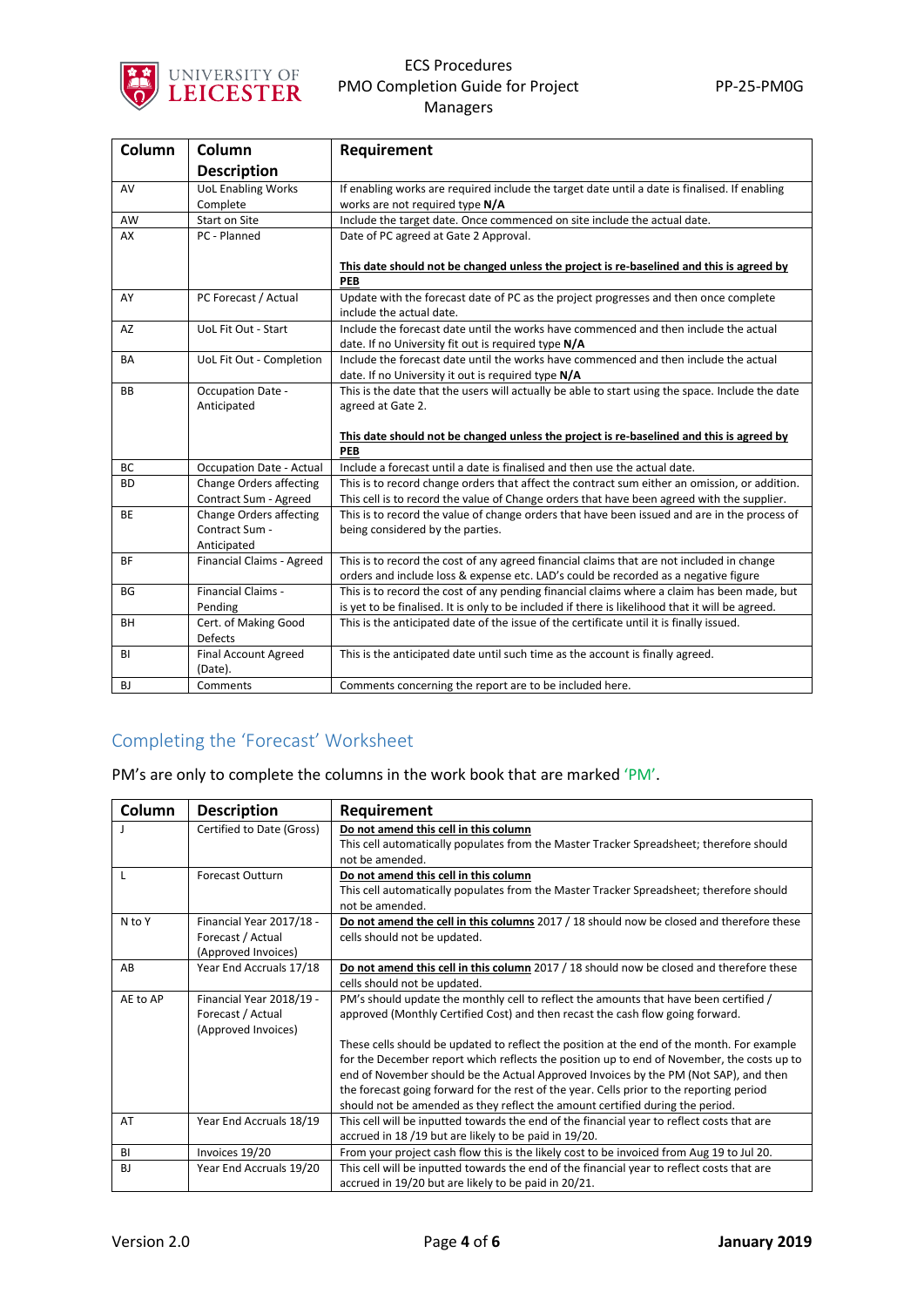| Column | Column Description | Requirement |
|---|---|---|
| AV | UoL Enabling Works Complete | If enabling works are required include the target date until a date is finalised. If enabling works are not required type **N/A** |
| AW | Start on Site | Include the target date. Once commenced on site include the actual date. |
| AX | PC - Planned | Date of PC agreed at Gate 2 Approval.<br><br>**<u>This date should not be changed unless the project is re-baselined and this is agreed by PEB</u>** |
| AY | PC Forecast / Actual | Update with the forecast date of PC as the project progresses and then once complete include the actual date. |
| AZ | UoL Fit Out - Start | Include the forecast date until the works have commenced and then include the actual date. If no University fit out is required type **N/A** |
| BA | UoL Fit Out - Completion | Include the forecast date until the works have commenced and then include the actual date. If no University it out is required type **N/A** |
| BB | Occupation Date - Anticipated | This is the date that the users will actually be able to start using the space. Include the date agreed at Gate 2.<br><br>**<u>This date should not be changed unless the project is re-baselined and this is agreed by PEB</u>** |
| BC | Occupation Date - Actual | Include a forecast until a date is finalised and then use the actual date. |
| BD | Change Orders affecting Contract Sum - Agreed | This is to record change orders that affect the contract sum either an omission, or addition. This cell is to record the value of Change orders that have been agreed with the supplier. |
| BE | Change Orders affecting Contract Sum - Anticipated | This is to record the value of change orders that have been issued and are in the process of being considered by the parties. |
| BF | Financial Claims - Agreed | This is to record the cost of any agreed financial claims that are not included in change orders and include loss & expense etc. LAD's could be recorded as a negative figure |
| BG | Financial Claims - Pending | This is to record the cost of any pending financial claims where a claim has been made, but is yet to be finalised. It is only to be included if there is likelihood that it will be agreed. |
| BH | Cert. of Making Good Defects | This is the anticipated date of the issue of the certificate until it is finally issued. |
| BI | Final Account Agreed (Date). | This is the anticipated date until such time as the account is finally agreed. |
| BJ | Comments | Comments concerning the report are to be included here. |

## Completing the 'Forecast' Worksheet

PM's are only to complete the columns in the work book that are marked 'PM'.

| Column | Description | Requirement |
|---|---|---|
| J | Certified to Date (Gross) | **<u>Do not amend this cell in this column</u>**<br>This cell automatically populates from the Master Tracker Spreadsheet; therefore should not be amended. |
| L | Forecast Outturn | **<u>Do not amend this cell in this column</u>**<br>This cell automatically populates from the Master Tracker Spreadsheet; therefore should not be amended. |
| N to Y | Financial Year 2017/18 - Forecast / Actual (Approved Invoices) | **<u>Do not amend the cell in this columns</u>** 2017 / 18 should now be closed and therefore these cells should not be updated. |
| AB | Year End Accruals 17/18 | **<u>Do not amend this cell in this column</u>** 2017 / 18 should now be closed and therefore these cells should not be updated. |
| AE to AP | Financial Year 2018/19 - Forecast / Actual (Approved Invoices) | PM's should update the monthly cell to reflect the amounts that have been certified / approved (Monthly Certified Cost) and then recast the cash flow going forward.<br><br>These cells should be updated to reflect the position at the end of the month. For example for the December report which reflects the position up to end of November, the costs up to end of November should be the Actual Approved Invoices by the PM (Not SAP), and then the forecast going forward for the rest of the year. Cells prior to the reporting period should not be amended as they reflect the amount certified during the period. |
| AT | Year End Accruals 18/19 | This cell will be inputted towards the end of the financial year to reflect costs that are accrued in 18 /19 but are likely to be paid in 19/20. |
| BI | Invoices 19/20 | From your project cash flow this is the likely cost to be invoiced from Aug 19 to Jul 20. |
| BJ | Year End Accruals 19/20 | This cell will be inputted towards the end of the financial year to reflect costs that are accrued in 19/20 but are likely to be paid in 20/21. |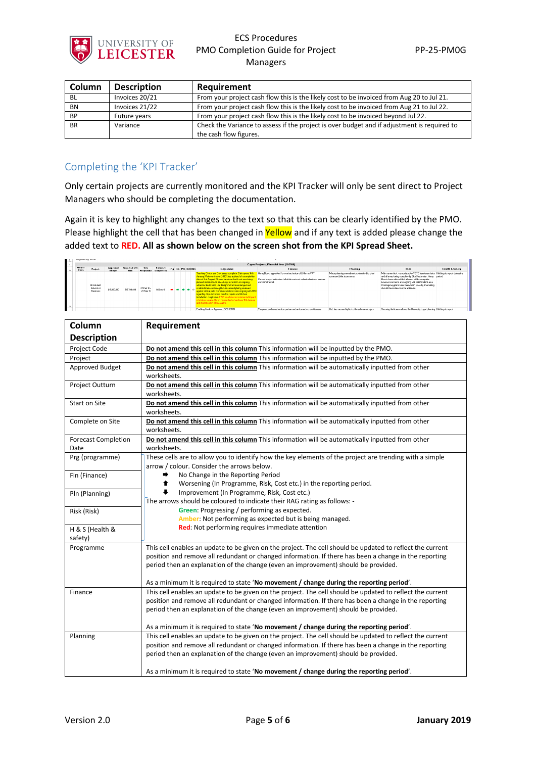| Column | Description | Requirement |
|---|---|---|
| BL | Invoices 20/21 | From your project cash flow this is the likely cost to be invoiced from Aug 20 to Jul 21. |
| BN | Invoices 21/22 | From your project cash flow this is the likely cost to be invoiced from Aug 21 to Jul 22. |
| BP | Future years | From your project cash flow this is the likely cost to be invoiced beyond Jul 22. |
| BR | Variance | Check the Variance to assess if the project is over budget and if adjustment is required to the cash flow figures. |

## Completing the 'KPI Tracker'

Only certain projects are currently monitored and the KPI Tracker will only be sent direct to Project Managers who should be completing the documentation.

Again it is key to highlight any changes to the text so that this can be clearly identified by the PMO. Please highlight the cell that has been changed in Yellow and if any text is added please change the added text to **RED. All as shown below on the screen shot from the KPI Spread Sheet.**

| Column Description | Requirement |
|---|---|
| Project Code | <u>**Do not amend this cell in this column**</u> This information will be inputted by the PMO. |
| Project | <u>**Do not amend this cell in this column**</u> This information will be inputted by the PMO. |
| Approved Budget | <u>**Do not amend this cell in this column**</u> This information will be automatically inputted from other worksheets. |
| Project Outturn | <u>**Do not amend this cell in this column**</u> This information will be automatically inputted from other worksheets. |
| Start on Site | <u>**Do not amend this cell in this column**</u> This information will be automatically inputted from other worksheets. |
| Complete on Site | <u>**Do not amend this cell in this column**</u> This information will be automatically inputted from other worksheets. |
| Forecast Completion Date | <u>**Do not amend this cell in this column**</u> This information will be automatically inputted from other worksheets. |
| Prg (programme)<br>Fin (Finance)<br>Pln (Planning)<br>Risk (Risk)<br>H & S (Health & safety) | These cells are to allow you to identify how the key elements of the project are trending with a simple arrow / colour. Consider the arrows below.<br>➡ No Change in the Reporting Period<br>⬆ Worsening (In Programme, Risk, Cost etc.) in the reporting period.<br>⬇ Improvement (In Programme, Risk, Cost etc.)<br>The arrows should be coloured to indicate their RAG rating as follows: -<br>Green: Progressing / performing as expected.<br>Amber: Not performing as expected but is being managed.<br>Red: Not performing requires immediate attention |
| Programme | This cell enables an update to be given on the project. The cell should be updated to reflect the current position and remove all redundant or changed information. If there has been a change in the reporting period then an explanation of the change (even an improvement) should be provided.<br><br>As a minimum it is required to state '**No movement / change during the reporting period**'. |
| Finance | This cell enables an update to be given on the project. The cell should be updated to reflect the current position and remove all redundant or changed information. If there has been a change in the reporting period then an explanation of the change (even an improvement) should be provided.<br><br>As a minimum it is required to state '**No movement / change during the reporting period**'. |
| Planning | This cell enables an update to be given on the project. The cell should be updated to reflect the current position and remove all redundant or changed information. If there has been a change in the reporting period then an explanation of the change (even an improvement) should be provided.<br><br>As a minimum it is required to state '**No movement / change during the reporting period**'. |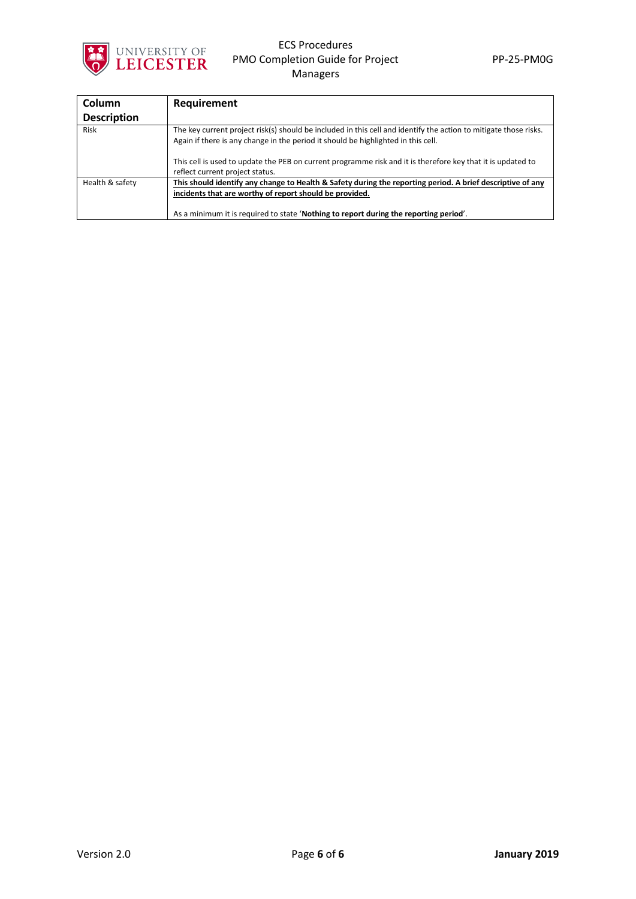| Column Description | Requirement |
|---|---|
| Risk | The key current project risk(s) should be included in this cell and identify the action to mitigate those risks. Again if there is any change in the period it should be highlighted in this cell.<br><br>This cell is used to update the PEB on current programme risk and it is therefore key that it is updated to reflect current project status. |
| Health & safety | **<u>This should identify any change to Health & Safety during the reporting period. A brief descriptive of any incidents that are worthy of report should be provided.</u>**<br><br>As a minimum it is required to state '**Nothing to report during the reporting period**'. |